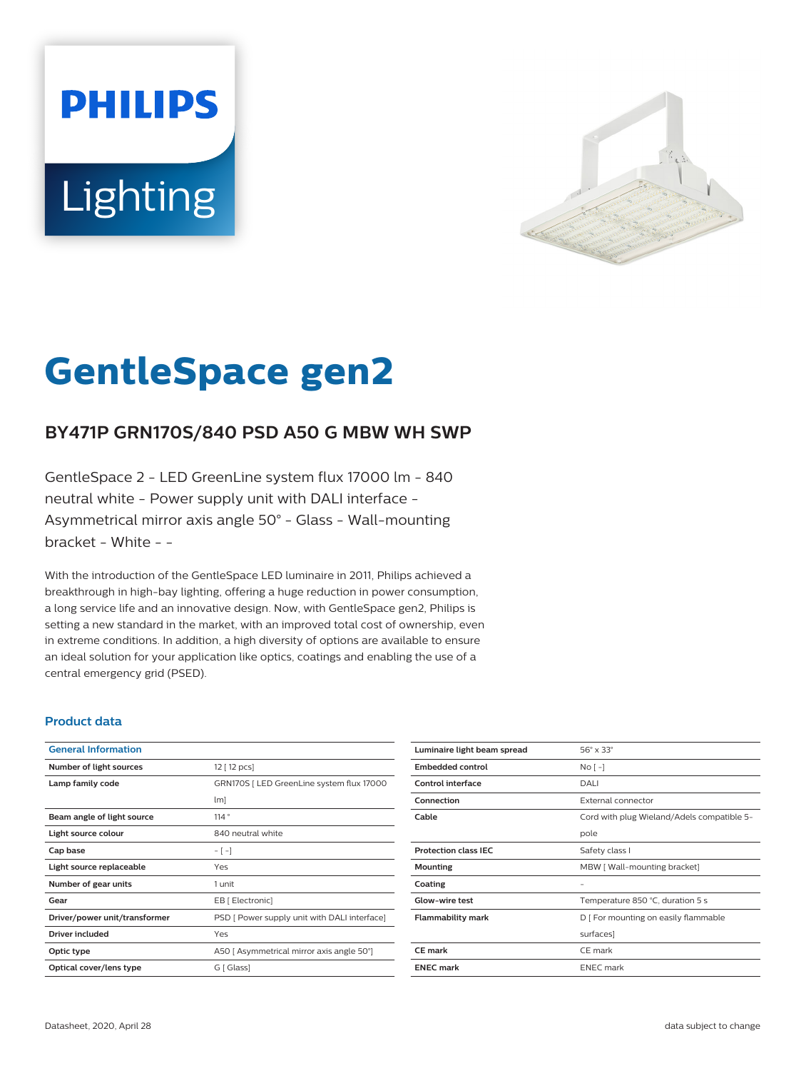PHILIPS

Lighting

# GentleSpace gen2

## BY471P GRN170S/840 PSD A50 G MBW WH SWP

GentleSpace 2 - LED GreenLine system flux 17000 lm - 840 neutral white - Power supply unit with DALI interface - Asymmetrical mirror axis angle 50° - Glass - Wall-mounting bracket - White - -

With the introduction of the GentleSpace LED luminaire in 2011, Philips achieved a breakthrough in high-bay lighting, offering a huge reduction in power consumption, a long service life and an innovative design. Now, with GentleSpace gen2, Philips is setting a new standard in the market, with an improved total cost of ownership, even in extreme conditions. In addition, a high diversity of options are available to ensure an ideal solution for your application like optics, coatings and enabling the use of a central emergency grid (PSED).

### Product data

| General Information | |
|---|---|
| Number of light sources | 12 [ 12 pcs] |
| Lamp family code | GRN170S [ LED GreenLine system flux 17000 lm] |
| Beam angle of light source | 114 ° |
| Light source colour | 840 neutral white |
| Cap base | - [ -] |
| Light source replaceable | Yes |
| Number of gear units | 1 unit |
| Gear | EB [ Electronic] |
| Driver/power unit/transformer | PSD [ Power supply unit with DALI interface] |
| Driver included | Yes |
| Optic type | A50 [ Asymmetrical mirror axis angle 50°] |
| Optical cover/lens type | G [ Glass] |
| Luminaire light beam spread | 56° x 33° |
| Embedded control | No [ -] |
| Control interface | DALI |
| Connection | External connector |
| Cable | Cord with plug Wieland/Adels compatible 5-pole |
| Protection class IEC | Safety class I |
| Mounting | MBW [ Wall-mounting bracket] |
| Coating | - |
| Glow-wire test | Temperature 850 °C, duration 5 s |
| Flammability mark | D [ For mounting on easily flammable surfaces] |
| CE mark | CE mark |
| ENEC mark | ENEC mark |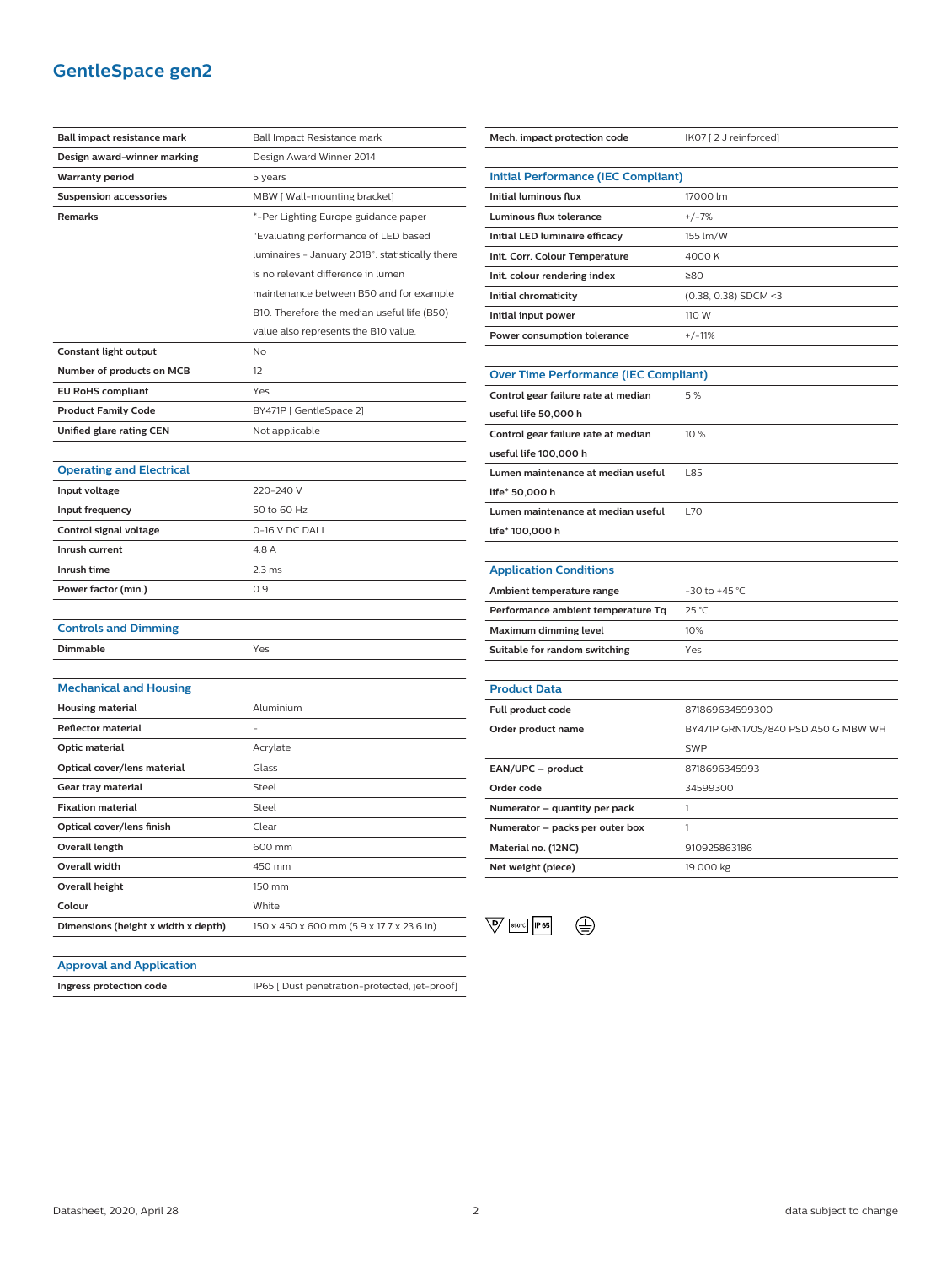# GentleSpace gen2

| | |
|---|---|
| **Ball impact resistance mark** | Ball Impact Resistance mark |
| **Design award-winner marking** | Design Award Winner 2014 |
| **Warranty period** | 5 years |
| **Suspension accessories** | MBW [ Wall-mounting bracket] |
| **Remarks** | *-Per Lighting Europe guidance paper "Evaluating performance of LED based luminaires - January 2018": statistically there is no relevant difference in lumen maintenance between B50 and for example B10. Therefore the median useful life (B50) value also represents the B10 value. |
| **Constant light output** | No |
| **Number of products on MCB** | 12 |
| **EU RoHS compliant** | Yes |
| **Product Family Code** | BY471P [ GentleSpace 2] |
| **Unified glare rating CEN** | Not applicable |

## Operating and Electrical

| | |
|---|---|
| **Input voltage** | 220-240 V |
| **Input frequency** | 50 to 60 Hz |
| **Control signal voltage** | 0-16 V DC DALI |
| **Inrush current** | 4.8 A |
| **Inrush time** | 2.3 ms |
| **Power factor (min.)** | 0.9 |

## Controls and Dimming

| | |
|---|---|
| **Dimmable** | Yes |

## Mechanical and Housing

| | |
|---|---|
| **Housing material** | Aluminium |
| **Reflector material** | - |
| **Optic material** | Acrylate |
| **Optical cover/lens material** | Glass |
| **Gear tray material** | Steel |
| **Fixation material** | Steel |
| **Optical cover/lens finish** | Clear |
| **Overall length** | 600 mm |
| **Overall width** | 450 mm |
| **Overall height** | 150 mm |
| **Colour** | White |
| **Dimensions (height x width x depth)** | 150 x 450 x 600 mm (5.9 x 17.7 x 23.6 in) |

## Approval and Application

| | |
|---|---|
| **Ingress protection code** | IP65 [ Dust penetration-protected, jet-proof] |
| **Mech. impact protection code** | IK07 [ 2 J reinforced] |

## Initial Performance (IEC Compliant)

| | |
|---|---|
| **Initial luminous flux** | 17000 lm |
| **Luminous flux tolerance** | +/-7% |
| **Initial LED luminaire efficacy** | 155 lm/W |
| **Init. Corr. Colour Temperature** | 4000 K |
| **Init. colour rendering index** | ≥80 |
| **Initial chromaticity** | (0.38, 0.38) SDCM <3 |
| **Initial input power** | 110 W |
| **Power consumption tolerance** | +/-11% |

## Over Time Performance (IEC Compliant)

| | |
|---|---|
| **Control gear failure rate at median useful life 50,000 h** | 5 % |
| **Control gear failure rate at median useful life 100,000 h** | 10 % |
| **Lumen maintenance at median useful life* 50,000 h** | L85 |
| **Lumen maintenance at median useful life* 100,000 h** | L70 |

## Application Conditions

| | |
|---|---|
| **Ambient temperature range** | -30 to +45 °C |
| **Performance ambient temperature Tq** | 25 °C |
| **Maximum dimming level** | 10% |
| **Suitable for random switching** | Yes |

## Product Data

| | |
|---|---|
| **Full product code** | 871869634599300 |
| **Order product name** | BY471P GRN170S/840 PSD A50 G MBW WH SWP |
| **EAN/UPC – product** | 8718696345993 |
| **Order code** | 34599300 |
| **Numerator – quantity per pack** | 1 |
| **Numerator – packs per outer box** | 1 |
| **Material no. (12NC)** | 910925863186 |
| **Net weight (piece)** | 19.000 kg |

D 850°C IP65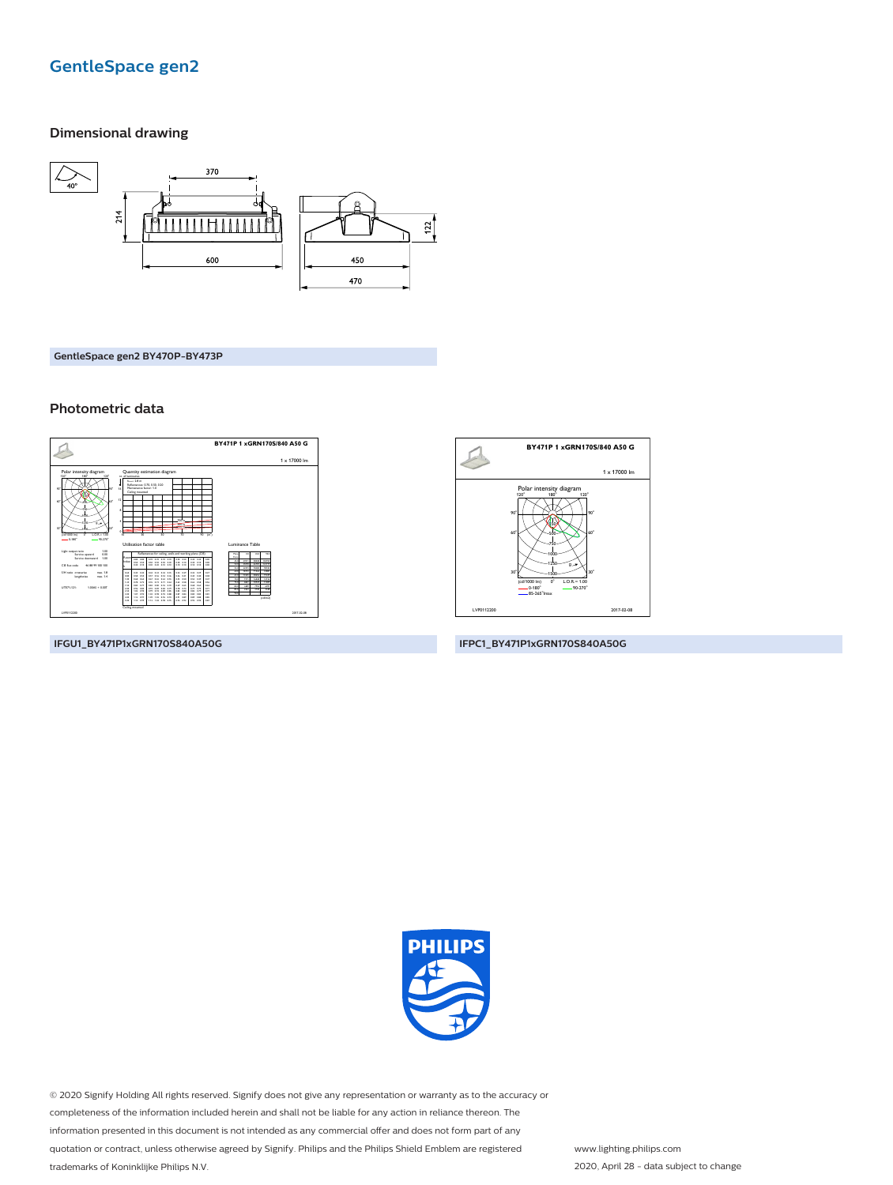# GentleSpace gen2

## Dimensional drawing

40°

370

214

600

450

470

122

GentleSpace gen2 BY470P-BY473P

## Photometric data

BY471P 1 xGRN170S/840 A50 G

1 x 17000 lm

IFGU1_BY471P1xGRN170S840A50G

BY471P 1 xGRN170S/840 A50 G

1 x 17000 lm

Polar intensity diagram

120° 180° 120°

90° 90°

60° 60°

30° 30°

500

750

1000

1250

1500

(cd/1000 lm) 0° L.O.R.= 1.00

0-180° 90-270°

85-265°Imax

LVP0112200 2017-02-08

IFPC1_BY471P1xGRN170S840A50G

© 2020 Signify Holding All rights reserved. Signify does not give any representation or warranty as to the accuracy or completeness of the information included herein and shall not be liable for any action in reliance thereon. The information presented in this document is not intended as any commercial offer and does not form part of any quotation or contract, unless otherwise agreed by Signify. Philips and the Philips Shield Emblem are registered trademarks of Koninklijke Philips N.V.

www.lighting.philips.com

2020, April 28 - data subject to change